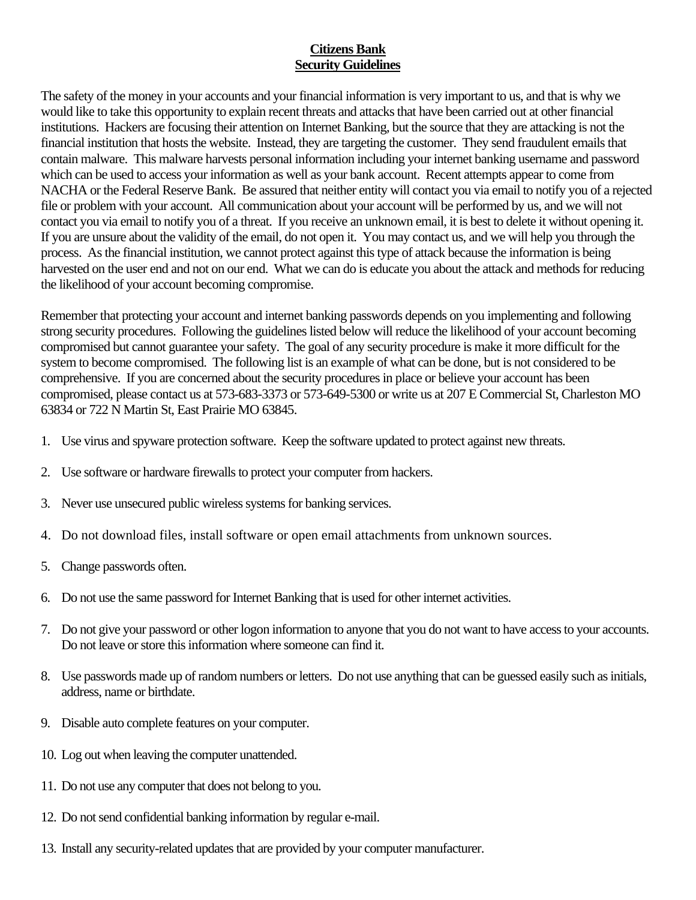**Citizens Bank**
**Security Guidelines**

The safety of the money in your accounts and your financial information is very important to us, and that is why we would like to take this opportunity to explain recent threats and attacks that have been carried out at other financial institutions. Hackers are focusing their attention on Internet Banking, but the source that they are attacking is not the financial institution that hosts the website. Instead, they are targeting the customer. They send fraudulent emails that contain malware. This malware harvests personal information including your internet banking username and password which can be used to access your information as well as your bank account. Recent attempts appear to come from NACHA or the Federal Reserve Bank. Be assured that neither entity will contact you via email to notify you of a rejected file or problem with your account. All communication about your account will be performed by us, and we will not contact you via email to notify you of a threat. If you receive an unknown email, it is best to delete it without opening it. If you are unsure about the validity of the email, do not open it. You may contact us, and we will help you through the process. As the financial institution, we cannot protect against this type of attack because the information is being harvested on the user end and not on our end. What we can do is educate you about the attack and methods for reducing the likelihood of your account becoming compromise.

Remember that protecting your account and internet banking passwords depends on you implementing and following strong security procedures. Following the guidelines listed below will reduce the likelihood of your account becoming compromised but cannot guarantee your safety. The goal of any security procedure is make it more difficult for the system to become compromised. The following list is an example of what can be done, but is not considered to be comprehensive. If you are concerned about the security procedures in place or believe your account has been compromised, please contact us at 573-683-3373 or 573-649-5300 or write us at 207 E Commercial St, Charleston MO 63834 or 722 N Martin St, East Prairie MO 63845.

1. Use virus and spyware protection software. Keep the software updated to protect against new threats.
2. Use software or hardware firewalls to protect your computer from hackers.
3. Never use unsecured public wireless systems for banking services.
4. Do not download files, install software or open email attachments from unknown sources.
5. Change passwords often.
6. Do not use the same password for Internet Banking that is used for other internet activities.
7. Do not give your password or other logon information to anyone that you do not want to have access to your accounts. Do not leave or store this information where someone can find it.
8. Use passwords made up of random numbers or letters. Do not use anything that can be guessed easily such as initials, address, name or birthdate.
9. Disable auto complete features on your computer.
10. Log out when leaving the computer unattended.
11. Do not use any computer that does not belong to you.
12. Do not send confidential banking information by regular e-mail.
13. Install any security-related updates that are provided by your computer manufacturer.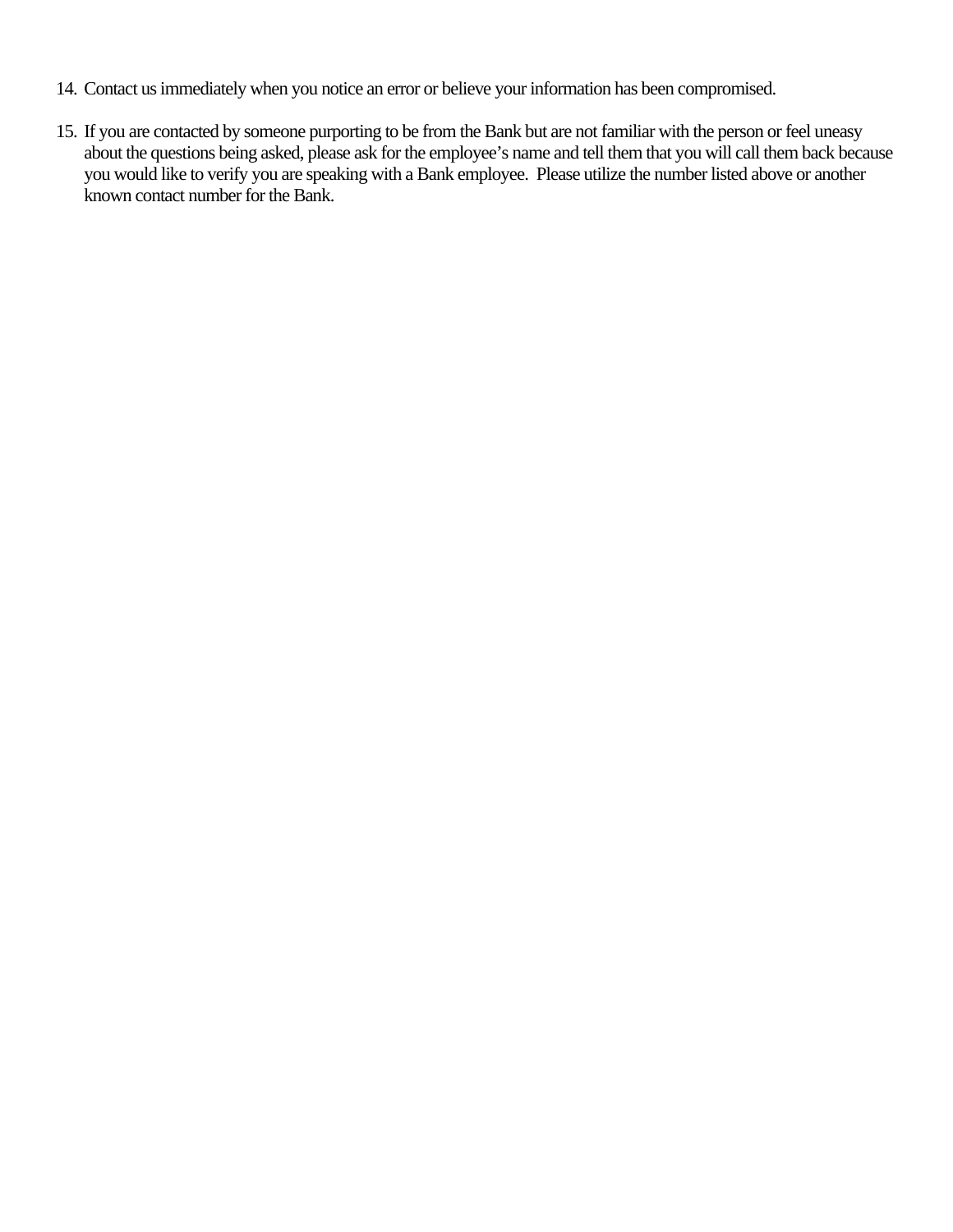14. Contact us immediately when you notice an error or believe your information has been compromised.

15. If you are contacted by someone purporting to be from the Bank but are not familiar with the person or feel uneasy about the questions being asked, please ask for the employee's name and tell them that you will call them back because you would like to verify you are speaking with a Bank employee. Please utilize the number listed above or another known contact number for the Bank.